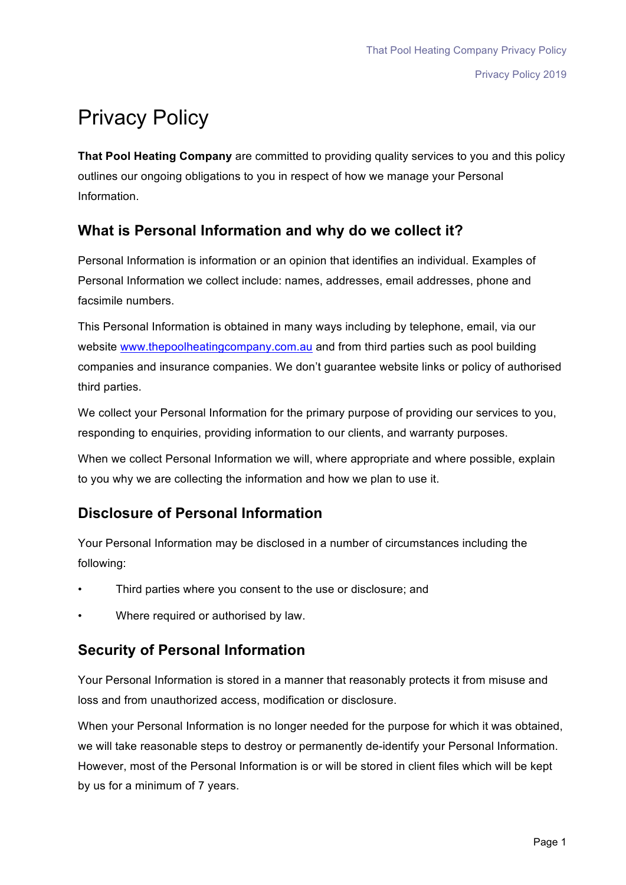# Privacy Policy

**That Pool Heating Company** are committed to providing quality services to you and this policy outlines our ongoing obligations to you in respect of how we manage your Personal Information.

## What is Personal Information and why do we collect it?

Personal Information is information or an opinion that identifies an individual. Examples of Personal Information we collect include: names, addresses, email addresses, phone and facsimile numbers.

This Personal Information is obtained in many ways including by telephone, email, via our website [www.thepoolheatingcompany.com.au](http://www.thepoolheatingcompany.com.au) and from third parties such as pool building companies and insurance companies. We don't guarantee website links or policy of authorised third parties.

We collect your Personal Information for the primary purpose of providing our services to you, responding to enquiries, providing information to our clients, and warranty purposes.

When we collect Personal Information we will, where appropriate and where possible, explain to you why we are collecting the information and how we plan to use it.

## Disclosure of Personal Information

Your Personal Information may be disclosed in a number of circumstances including the following:

- Third parties where you consent to the use or disclosure; and
- Where required or authorised by law.

## Security of Personal Information

Your Personal Information is stored in a manner that reasonably protects it from misuse and loss and from unauthorized access, modification or disclosure.

When your Personal Information is no longer needed for the purpose for which it was obtained, we will take reasonable steps to destroy or permanently de-identify your Personal Information. However, most of the Personal Information is or will be stored in client files which will be kept by us for a minimum of 7 years.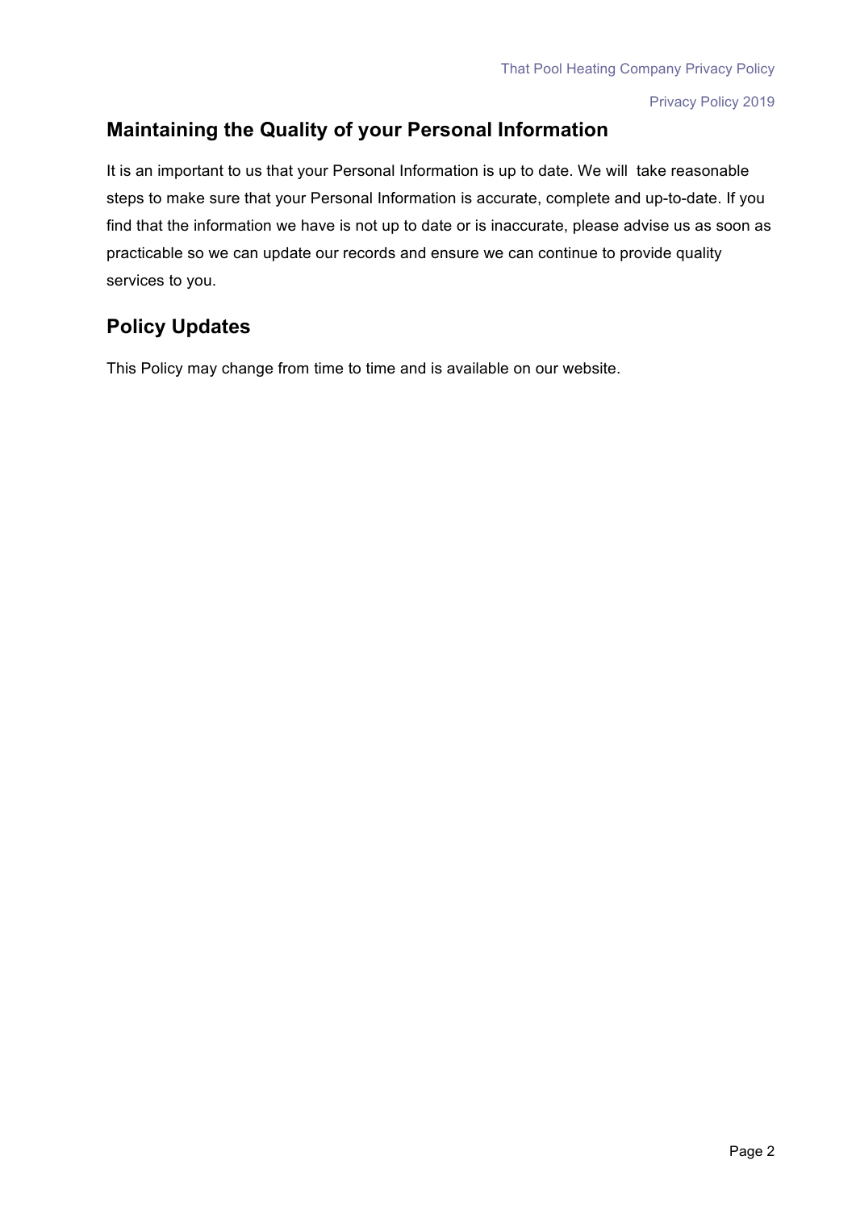## Maintaining the Quality of your Personal Information

It is an important to us that your Personal Information is up to date. We will take reasonable steps to make sure that your Personal Information is accurate, complete and up-to-date. If you find that the information we have is not up to date or is inaccurate, please advise us as soon as practicable so we can update our records and ensure we can continue to provide quality services to you.

## Policy Updates

This Policy may change from time to time and is available on our website.